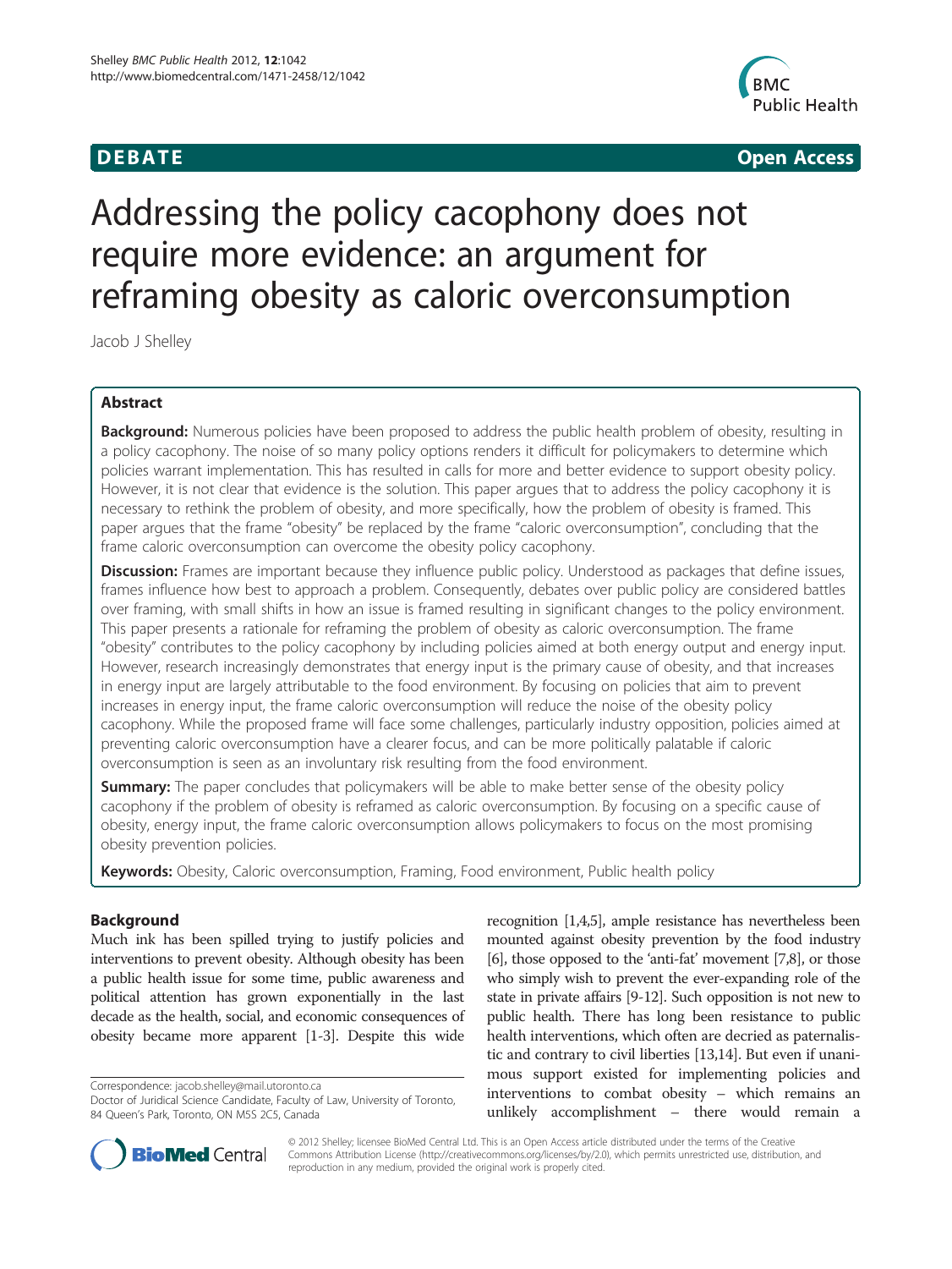**DEBATE** **Open Access**

# Addressing the policy cacophony does not require more evidence: an argument for reframing obesity as caloric overconsumption

Jacob J Shelley

## Abstract

**Background:** Numerous policies have been proposed to address the public health problem of obesity, resulting in a policy cacophony. The noise of so many policy options renders it difficult for policymakers to determine which policies warrant implementation. This has resulted in calls for more and better evidence to support obesity policy. However, it is not clear that evidence is the solution. This paper argues that to address the policy cacophony it is necessary to rethink the problem of obesity, and more specifically, how the problem of obesity is framed. This paper argues that the frame "obesity" be replaced by the frame "caloric overconsumption", concluding that the frame caloric overconsumption can overcome the obesity policy cacophony.

**Discussion:** Frames are important because they influence public policy. Understood as packages that define issues, frames influence how best to approach a problem. Consequently, debates over public policy are considered battles over framing, with small shifts in how an issue is framed resulting in significant changes to the policy environment. This paper presents a rationale for reframing the problem of obesity as caloric overconsumption. The frame "obesity" contributes to the policy cacophony by including policies aimed at both energy output and energy input. However, research increasingly demonstrates that energy input is the primary cause of obesity, and that increases in energy input are largely attributable to the food environment. By focusing on policies that aim to prevent increases in energy input, the frame caloric overconsumption will reduce the noise of the obesity policy cacophony. While the proposed frame will face some challenges, particularly industry opposition, policies aimed at preventing caloric overconsumption have a clearer focus, and can be more politically palatable if caloric overconsumption is seen as an involuntary risk resulting from the food environment.

**Summary:** The paper concludes that policymakers will be able to make better sense of the obesity policy cacophony if the problem of obesity is reframed as caloric overconsumption. By focusing on a specific cause of obesity, energy input, the frame caloric overconsumption allows policymakers to focus on the most promising obesity prevention policies.

**Keywords:** Obesity, Caloric overconsumption, Framing, Food environment, Public health policy

## Background

Much ink has been spilled trying to justify policies and interventions to prevent obesity. Although obesity has been a public health issue for some time, public awareness and political attention has grown exponentially in the last decade as the health, social, and economic consequences of obesity became more apparent [1-3]. Despite this wide recognition [1,4,5], ample resistance has nevertheless been mounted against obesity prevention by the food industry [6], those opposed to the 'anti-fat' movement [7,8], or those who simply wish to prevent the ever-expanding role of the state in private affairs [9-12]. Such opposition is not new to public health. There has long been resistance to public health interventions, which often are decried as paternalistic and contrary to civil liberties [13,14]. But even if unanimous support existed for implementing policies and interventions to combat obesity – which remains an unlikely accomplishment – there would remain a

Correspondence: jacob.shelley@mail.utoronto.ca
Doctor of Juridical Science Candidate, Faculty of Law, University of Toronto, 84 Queen's Park, Toronto, ON M5S 2C5, Canada

© 2012 Shelley; licensee BioMed Central Ltd. This is an Open Access article distributed under the terms of the Creative Commons Attribution License (http://creativecommons.org/licenses/by/2.0), which permits unrestricted use, distribution, and reproduction in any medium, provided the original work is properly cited.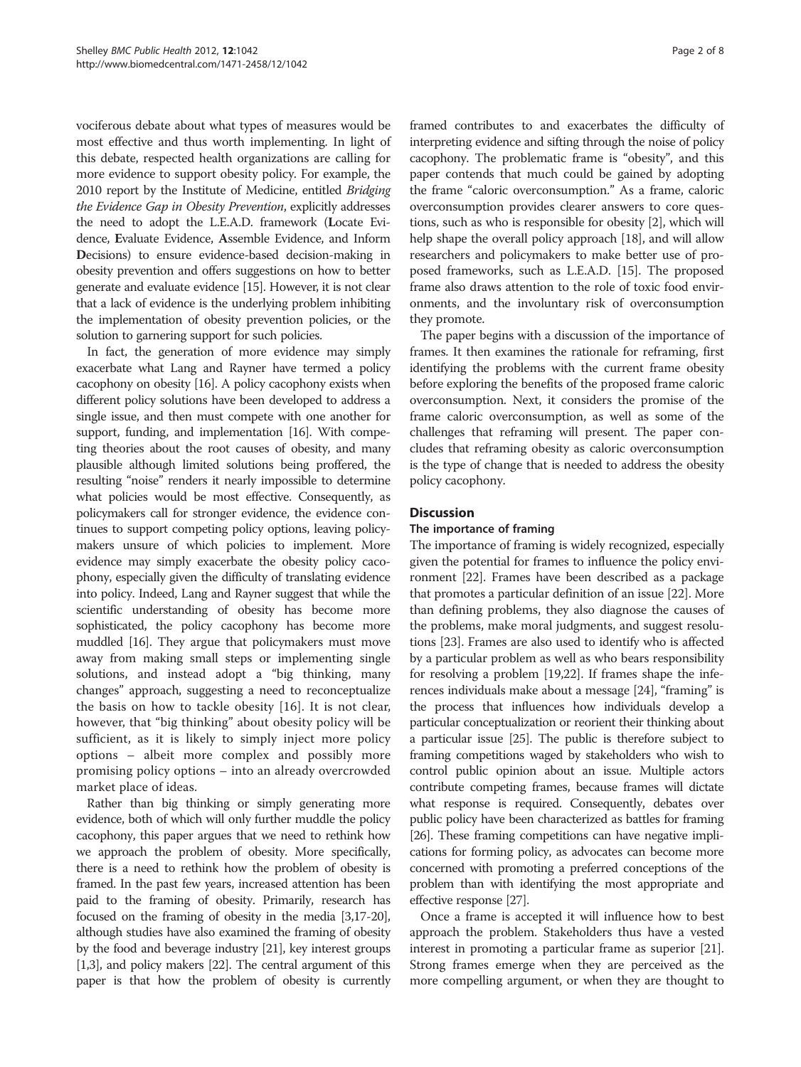vociferous debate about what types of measures would be most effective and thus worth implementing. In light of this debate, respected health organizations are calling for more evidence to support obesity policy. For example, the 2010 report by the Institute of Medicine, entitled *Bridging the Evidence Gap in Obesity Prevention*, explicitly addresses the need to adopt the L.E.A.D. framework (**L**ocate Evidence, **E**valuate Evidence, **A**ssemble Evidence, and Inform **D**ecisions) to ensure evidence-based decision-making in obesity prevention and offers suggestions on how to better generate and evaluate evidence [15]. However, it is not clear that a lack of evidence is the underlying problem inhibiting the implementation of obesity prevention policies, or the solution to garnering support for such policies.

In fact, the generation of more evidence may simply exacerbate what Lang and Rayner have termed a policy cacophony on obesity [16]. A policy cacophony exists when different policy solutions have been developed to address a single issue, and then must compete with one another for support, funding, and implementation [16]. With competing theories about the root causes of obesity, and many plausible although limited solutions being proffered, the resulting "noise" renders it nearly impossible to determine what policies would be most effective. Consequently, as policymakers call for stronger evidence, the evidence continues to support competing policy options, leaving policymakers unsure of which policies to implement. More evidence may simply exacerbate the obesity policy cacophony, especially given the difficulty of translating evidence into policy. Indeed, Lang and Rayner suggest that while the scientific understanding of obesity has become more sophisticated, the policy cacophony has become more muddled [16]. They argue that policymakers must move away from making small steps or implementing single solutions, and instead adopt a "big thinking, many changes" approach, suggesting a need to reconceptualize the basis on how to tackle obesity [16]. It is not clear, however, that "big thinking" about obesity policy will be sufficient, as it is likely to simply inject more policy options – albeit more complex and possibly more promising policy options – into an already overcrowded market place of ideas.

Rather than big thinking or simply generating more evidence, both of which will only further muddle the policy cacophony, this paper argues that we need to rethink how we approach the problem of obesity. More specifically, there is a need to rethink how the problem of obesity is framed. In the past few years, increased attention has been paid to the framing of obesity. Primarily, research has focused on the framing of obesity in the media [3,17-20], although studies have also examined the framing of obesity by the food and beverage industry [21], key interest groups [1,3], and policy makers [22]. The central argument of this paper is that how the problem of obesity is currently framed contributes to and exacerbates the difficulty of interpreting evidence and sifting through the noise of policy cacophony. The problematic frame is "obesity", and this paper contends that much could be gained by adopting the frame "caloric overconsumption." As a frame, caloric overconsumption provides clearer answers to core questions, such as who is responsible for obesity [2], which will help shape the overall policy approach [18], and will allow researchers and policymakers to make better use of proposed frameworks, such as L.E.A.D. [15]. The proposed frame also draws attention to the role of toxic food environments, and the involuntary risk of overconsumption they promote.

The paper begins with a discussion of the importance of frames. It then examines the rationale for reframing, first identifying the problems with the current frame obesity before exploring the benefits of the proposed frame caloric overconsumption. Next, it considers the promise of the frame caloric overconsumption, as well as some of the challenges that reframing will present. The paper concludes that reframing obesity as caloric overconsumption is the type of change that is needed to address the obesity policy cacophony.

## Discussion

### The importance of framing

The importance of framing is widely recognized, especially given the potential for frames to influence the policy environment [22]. Frames have been described as a package that promotes a particular definition of an issue [22]. More than defining problems, they also diagnose the causes of the problems, make moral judgments, and suggest resolutions [23]. Frames are also used to identify who is affected by a particular problem as well as who bears responsibility for resolving a problem [19,22]. If frames shape the inferences individuals make about a message [24], "framing" is the process that influences how individuals develop a particular conceptualization or reorient their thinking about a particular issue [25]. The public is therefore subject to framing competitions waged by stakeholders who wish to control public opinion about an issue. Multiple actors contribute competing frames, because frames will dictate what response is required. Consequently, debates over public policy have been characterized as battles for framing [26]. These framing competitions can have negative implications for forming policy, as advocates can become more concerned with promoting a preferred conceptions of the problem than with identifying the most appropriate and effective response [27].

Once a frame is accepted it will influence how to best approach the problem. Stakeholders thus have a vested interest in promoting a particular frame as superior [21]. Strong frames emerge when they are perceived as the more compelling argument, or when they are thought to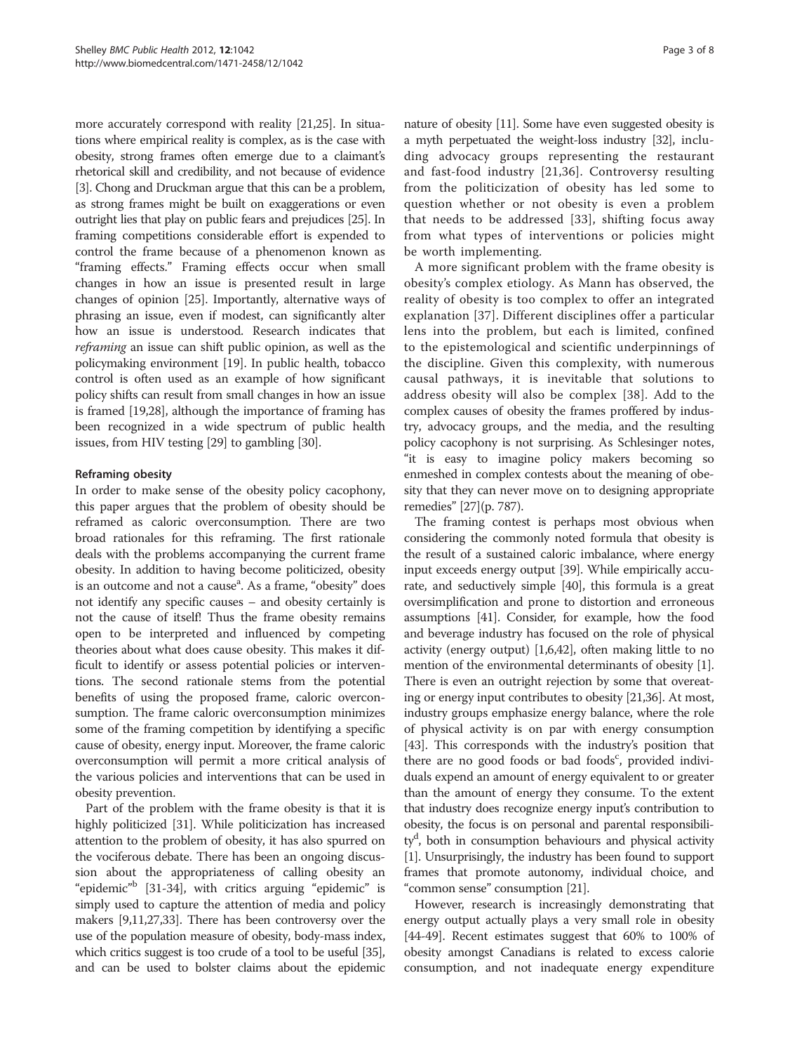more accurately correspond with reality [21,25]. In situations where empirical reality is complex, as is the case with obesity, strong frames often emerge due to a claimant's rhetorical skill and credibility, and not because of evidence [3]. Chong and Druckman argue that this can be a problem, as strong frames might be built on exaggerations or even outright lies that play on public fears and prejudices [25]. In framing competitions considerable effort is expended to control the frame because of a phenomenon known as "framing effects." Framing effects occur when small changes in how an issue is presented result in large changes of opinion [25]. Importantly, alternative ways of phrasing an issue, even if modest, can significantly alter how an issue is understood. Research indicates that *reframing* an issue can shift public opinion, as well as the policymaking environment [19]. In public health, tobacco control is often used as an example of how significant policy shifts can result from small changes in how an issue is framed [19,28], although the importance of framing has been recognized in a wide spectrum of public health issues, from HIV testing [29] to gambling [30].

### Reframing obesity

In order to make sense of the obesity policy cacophony, this paper argues that the problem of obesity should be reframed as caloric overconsumption. There are two broad rationales for this reframing. The first rationale deals with the problems accompanying the current frame obesity. In addition to having become politicized, obesity is an outcome and not a cause[a]. As a frame, "obesity" does not identify any specific causes – and obesity certainly is not the cause of itself! Thus the frame obesity remains open to be interpreted and influenced by competing theories about what does cause obesity. This makes it difficult to identify or assess potential policies or interventions. The second rationale stems from the potential benefits of using the proposed frame, caloric overconsumption. The frame caloric overconsumption minimizes some of the framing competition by identifying a specific cause of obesity, energy input. Moreover, the frame caloric overconsumption will permit a more critical analysis of the various policies and interventions that can be used in obesity prevention.

Part of the problem with the frame obesity is that it is highly politicized [31]. While politicization has increased attention to the problem of obesity, it has also spurred on the vociferous debate. There has been an ongoing discussion about the appropriateness of calling obesity an "epidemic"[b] [31-34], with critics arguing "epidemic" is simply used to capture the attention of media and policy makers [9,11,27,33]. There has been controversy over the use of the population measure of obesity, body-mass index, which critics suggest is too crude of a tool to be useful [35], and can be used to bolster claims about the epidemic nature of obesity [11]. Some have even suggested obesity is a myth perpetuated the weight-loss industry [32], including advocacy groups representing the restaurant and fast-food industry [21,36]. Controversy resulting from the politicization of obesity has led some to question whether or not obesity is even a problem that needs to be addressed [33], shifting focus away from what types of interventions or policies might be worth implementing.

A more significant problem with the frame obesity is obesity's complex etiology. As Mann has observed, the reality of obesity is too complex to offer an integrated explanation [37]. Different disciplines offer a particular lens into the problem, but each is limited, confined to the epistemological and scientific underpinnings of the discipline. Given this complexity, with numerous causal pathways, it is inevitable that solutions to address obesity will also be complex [38]. Add to the complex causes of obesity the frames proffered by industry, advocacy groups, and the media, and the resulting policy cacophony is not surprising. As Schlesinger notes, "it is easy to imagine policy makers becoming so enmeshed in complex contests about the meaning of obesity that they can never move on to designing appropriate remedies" [27](p. 787).

The framing contest is perhaps most obvious when considering the commonly noted formula that obesity is the result of a sustained caloric imbalance, where energy input exceeds energy output [39]. While empirically accurate, and seductively simple [40], this formula is a great oversimplification and prone to distortion and erroneous assumptions [41]. Consider, for example, how the food and beverage industry has focused on the role of physical activity (energy output) [1,6,42], often making little to no mention of the environmental determinants of obesity [1]. There is even an outright rejection by some that overeating or energy input contributes to obesity [21,36]. At most, industry groups emphasize energy balance, where the role of physical activity is on par with energy consumption [43]. This corresponds with the industry's position that there are no good foods or bad foods[c], provided individuals expend an amount of energy equivalent to or greater than the amount of energy they consume. To the extent that industry does recognize energy input's contribution to obesity, the focus is on personal and parental responsibility[d], both in consumption behaviours and physical activity [1]. Unsurprisingly, the industry has been found to support frames that promote autonomy, individual choice, and "common sense" consumption [21].

However, research is increasingly demonstrating that energy output actually plays a very small role in obesity [44-49]. Recent estimates suggest that 60% to 100% of obesity amongst Canadians is related to excess calorie consumption, and not inadequate energy expenditure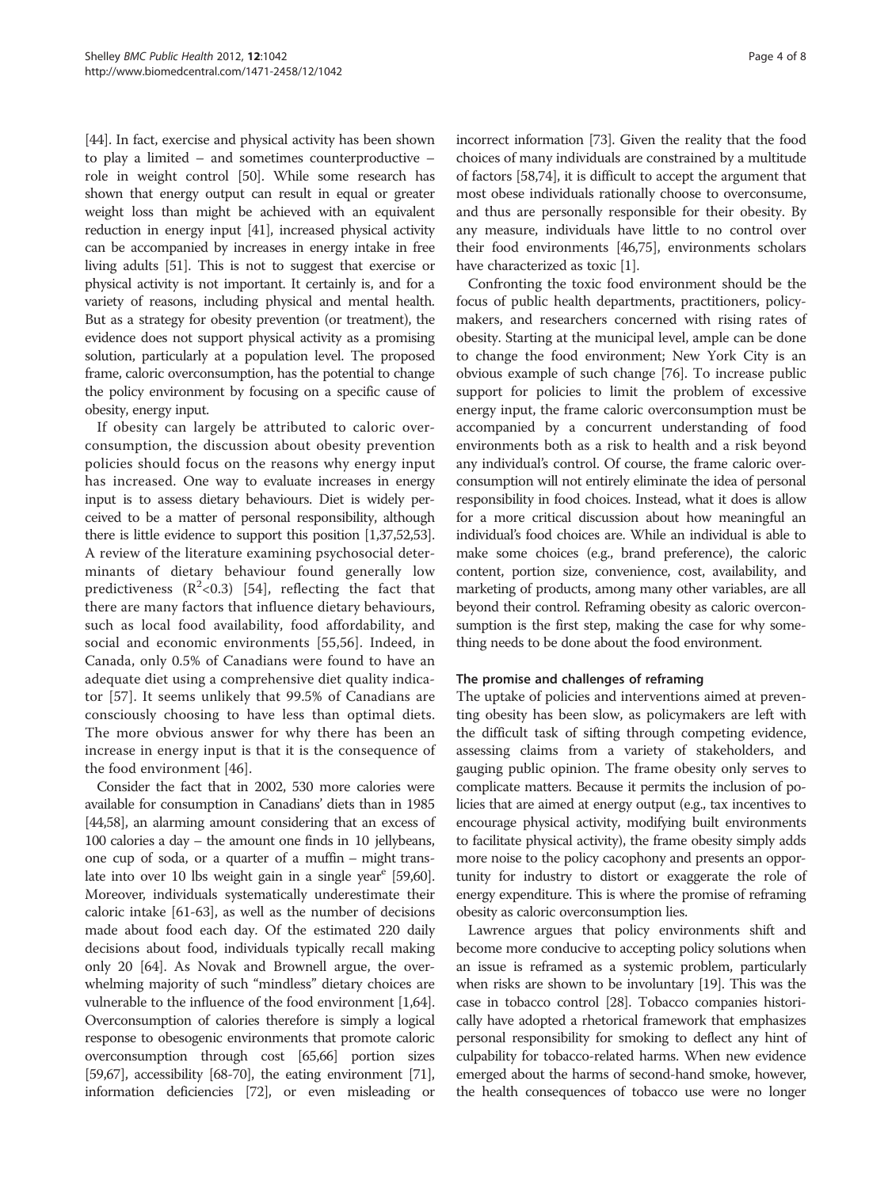[44]. In fact, exercise and physical activity has been shown to play a limited – and sometimes counterproductive – role in weight control [50]. While some research has shown that energy output can result in equal or greater weight loss than might be achieved with an equivalent reduction in energy input [41], increased physical activity can be accompanied by increases in energy intake in free living adults [51]. This is not to suggest that exercise or physical activity is not important. It certainly is, and for a variety of reasons, including physical and mental health. But as a strategy for obesity prevention (or treatment), the evidence does not support physical activity as a promising solution, particularly at a population level. The proposed frame, caloric overconsumption, has the potential to change the policy environment by focusing on a specific cause of obesity, energy input.

If obesity can largely be attributed to caloric overconsumption, the discussion about obesity prevention policies should focus on the reasons why energy input has increased. One way to evaluate increases in energy input is to assess dietary behaviours. Diet is widely perceived to be a matter of personal responsibility, although there is little evidence to support this position [1,37,52,53]. A review of the literature examining psychosocial determinants of dietary behaviour found generally low predictiveness ($R^2$<0.3) [54], reflecting the fact that there are many factors that influence dietary behaviours, such as local food availability, food affordability, and social and economic environments [55,56]. Indeed, in Canada, only 0.5% of Canadians were found to have an adequate diet using a comprehensive diet quality indicator [57]. It seems unlikely that 99.5% of Canadians are consciously choosing to have less than optimal diets. The more obvious answer for why there has been an increase in energy input is that it is the consequence of the food environment [46].

Consider the fact that in 2002, 530 more calories were available for consumption in Canadians' diets than in 1985 [44,58], an alarming amount considering that an excess of 100 calories a day – the amount one finds in 10 jellybeans, one cup of soda, or a quarter of a muffin – might translate into over 10 lbs weight gain in a single year[e] [59,60]. Moreover, individuals systematically underestimate their caloric intake [61-63], as well as the number of decisions made about food each day. Of the estimated 220 daily decisions about food, individuals typically recall making only 20 [64]. As Novak and Brownell argue, the overwhelming majority of such "mindless" dietary choices are vulnerable to the influence of the food environment [1,64]. Overconsumption of calories therefore is simply a logical response to obesogenic environments that promote caloric overconsumption through cost [65,66] portion sizes [59,67], accessibility [68-70], the eating environment [71], information deficiencies [72], or even misleading or incorrect information [73]. Given the reality that the food choices of many individuals are constrained by a multitude of factors [58,74], it is difficult to accept the argument that most obese individuals rationally choose to overconsume, and thus are personally responsible for their obesity. By any measure, individuals have little to no control over their food environments [46,75], environments scholars have characterized as toxic [1].

Confronting the toxic food environment should be the focus of public health departments, practitioners, policymakers, and researchers concerned with rising rates of obesity. Starting at the municipal level, ample can be done to change the food environment; New York City is an obvious example of such change [76]. To increase public support for policies to limit the problem of excessive energy input, the frame caloric overconsumption must be accompanied by a concurrent understanding of food environments both as a risk to health and a risk beyond any individual's control. Of course, the frame caloric overconsumption will not entirely eliminate the idea of personal responsibility in food choices. Instead, what it does is allow for a more critical discussion about how meaningful an individual's food choices are. While an individual is able to make some choices (e.g., brand preference), the caloric content, portion size, convenience, cost, availability, and marketing of products, among many other variables, are all beyond their control. Reframing obesity as caloric overconsumption is the first step, making the case for why something needs to be done about the food environment.

### The promise and challenges of reframing

The uptake of policies and interventions aimed at preventing obesity has been slow, as policymakers are left with the difficult task of sifting through competing evidence, assessing claims from a variety of stakeholders, and gauging public opinion. The frame obesity only serves to complicate matters. Because it permits the inclusion of policies that are aimed at energy output (e.g., tax incentives to encourage physical activity, modifying built environments to facilitate physical activity), the frame obesity simply adds more noise to the policy cacophony and presents an opportunity for industry to distort or exaggerate the role of energy expenditure. This is where the promise of reframing obesity as caloric overconsumption lies.

Lawrence argues that policy environments shift and become more conducive to accepting policy solutions when an issue is reframed as a systemic problem, particularly when risks are shown to be involuntary [19]. This was the case in tobacco control [28]. Tobacco companies historically have adopted a rhetorical framework that emphasizes personal responsibility for smoking to deflect any hint of culpability for tobacco-related harms. When new evidence emerged about the harms of second-hand smoke, however, the health consequences of tobacco use were no longer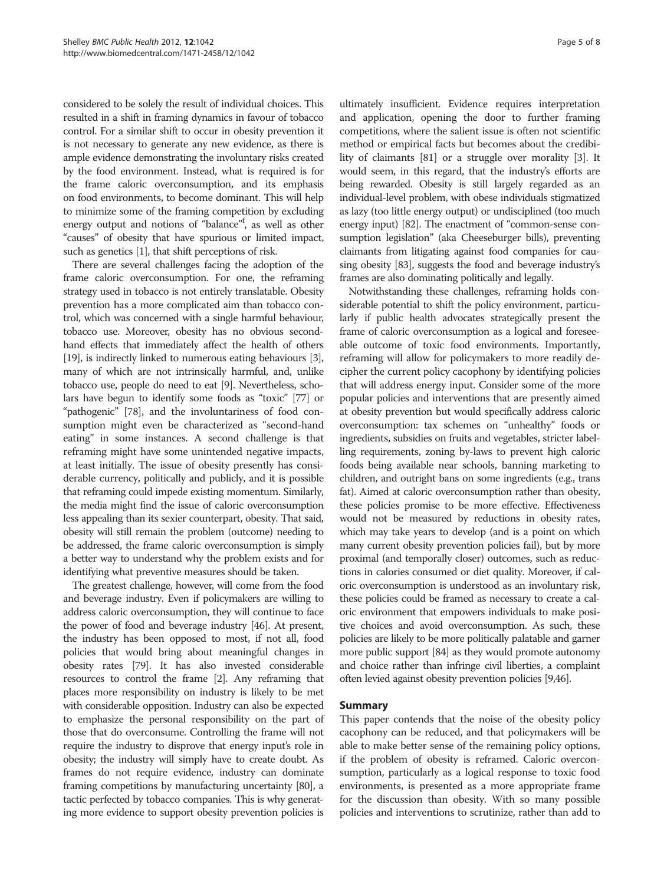considered to be solely the result of individual choices. This resulted in a shift in framing dynamics in favour of tobacco control. For a similar shift to occur in obesity prevention it is not necessary to generate any new evidence, as there is ample evidence demonstrating the involuntary risks created by the food environment. Instead, what is required is for the frame caloric overconsumption, and its emphasis on food environments, to become dominant. This will help to minimize some of the framing competition by excluding energy output and notions of "balance"[f], as well as other "causes" of obesity that have spurious or limited impact, such as genetics [1], that shift perceptions of risk.

There are several challenges facing the adoption of the frame caloric overconsumption. For one, the reframing strategy used in tobacco is not entirely translatable. Obesity prevention has a more complicated aim than tobacco control, which was concerned with a single harmful behaviour, tobacco use. Moreover, obesity has no obvious second-hand effects that immediately affect the health of others [19], is indirectly linked to numerous eating behaviours [3], many of which are not intrinsically harmful, and, unlike tobacco use, people do need to eat [9]. Nevertheless, scholars have begun to identify some foods as "toxic" [77] or "pathogenic" [78], and the involuntariness of food consumption might even be characterized as "second-hand eating" in some instances. A second challenge is that reframing might have some unintended negative impacts, at least initially. The issue of obesity presently has considerable currency, politically and publicly, and it is possible that reframing could impede existing momentum. Similarly, the media might find the issue of caloric overconsumption less appealing than its sexier counterpart, obesity. That said, obesity will still remain the problem (outcome) needing to be addressed, the frame caloric overconsumption is simply a better way to understand why the problem exists and for identifying what preventive measures should be taken.

The greatest challenge, however, will come from the food and beverage industry. Even if policymakers are willing to address caloric overconsumption, they will continue to face the power of food and beverage industry [46]. At present, the industry has been opposed to most, if not all, food policies that would bring about meaningful changes in obesity rates [79]. It has also invested considerable resources to control the frame [2]. Any reframing that places more responsibility on industry is likely to be met with considerable opposition. Industry can also be expected to emphasize the personal responsibility on the part of those that do overconsume. Controlling the frame will not require the industry to disprove that energy input's role in obesity; the industry will simply have to create doubt. As frames do not require evidence, industry can dominate framing competitions by manufacturing uncertainty [80], a tactic perfected by tobacco companies. This is why generating more evidence to support obesity prevention policies is ultimately insufficient. Evidence requires interpretation and application, opening the door to further framing competitions, where the salient issue is often not scientific method or empirical facts but becomes about the credibility of claimants [81] or a struggle over morality [3]. It would seem, in this regard, that the industry's efforts are being rewarded. Obesity is still largely regarded as an individual-level problem, with obese individuals stigmatized as lazy (too little energy output) or undisciplined (too much energy input) [82]. The enactment of "common-sense consumption legislation" (aka Cheeseburger bills), preventing claimants from litigating against food companies for causing obesity [83], suggests the food and beverage industry's frames are also dominating politically and legally.

Notwithstanding these challenges, reframing holds considerable potential to shift the policy environment, particularly if public health advocates strategically present the frame of caloric overconsumption as a logical and foreseeable outcome of toxic food environments. Importantly, reframing will allow for policymakers to more readily decipher the current policy cacophony by identifying policies that will address energy input. Consider some of the more popular policies and interventions that are presently aimed at obesity prevention but would specifically address caloric overconsumption: tax schemes on "unhealthy" foods or ingredients, subsidies on fruits and vegetables, stricter labelling requirements, zoning by-laws to prevent high caloric foods being available near schools, banning marketing to children, and outright bans on some ingredients (e.g., trans fat). Aimed at caloric overconsumption rather than obesity, these policies promise to be more effective. Effectiveness would not be measured by reductions in obesity rates, which may take years to develop (and is a point on which many current obesity prevention policies fail), but by more proximal (and temporally closer) outcomes, such as reductions in calories consumed or diet quality. Moreover, if caloric overconsumption is understood as an involuntary risk, these policies could be framed as necessary to create a caloric environment that empowers individuals to make positive choices and avoid overconsumption. As such, these policies are likely to be more politically palatable and garner more public support [84] as they would promote autonomy and choice rather than infringe civil liberties, a complaint often levied against obesity prevention policies [9,46].

## Summary

This paper contends that the noise of the obesity policy cacophony can be reduced, and that policymakers will be able to make better sense of the remaining policy options, if the problem of obesity is reframed. Caloric overconsumption, particularly as a logical response to toxic food environments, is presented as a more appropriate frame for the discussion than obesity. With so many possible policies and interventions to scrutinize, rather than add to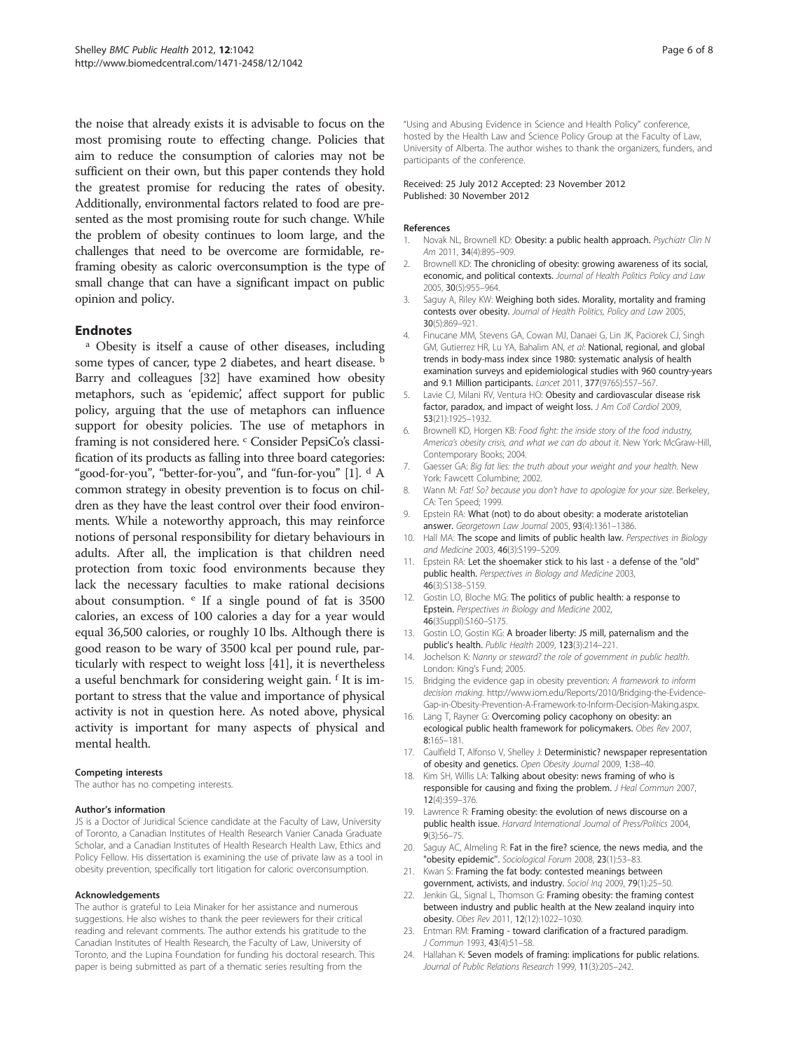the noise that already exists it is advisable to focus on the most promising route to effecting change. Policies that aim to reduce the consumption of calories may not be sufficient on their own, but this paper contends they hold the greatest promise for reducing the rates of obesity. Additionally, environmental factors related to food are presented as the most promising route for such change. While the problem of obesity continues to loom large, and the challenges that need to be overcome are formidable, reframing obesity as caloric overconsumption is the type of small change that can have a significant impact on public opinion and policy.

## Endnotes

[a] Obesity is itself a cause of other diseases, including some types of cancer, type 2 diabetes, and heart disease. [b] Barry and colleagues [32] have examined how obesity metaphors, such as 'epidemic', affect support for public policy, arguing that the use of metaphors can influence support for obesity policies. The use of metaphors in framing is not considered here. [c] Consider PepsiCo's classification of its products as falling into three board categories: "good-for-you", "better-for-you", and "fun-for-you" [1]. [d] A common strategy in obesity prevention is to focus on children as they have the least control over their food environments. While a noteworthy approach, this may reinforce notions of personal responsibility for dietary behaviours in adults. After all, the implication is that children need protection from toxic food environments because they lack the necessary faculties to make rational decisions about consumption. [e] If a single pound of fat is 3500 calories, an excess of 100 calories a day for a year would equal 36,500 calories, or roughly 10 lbs. Although there is good reason to be wary of 3500 kcal per pound rule, particularly with respect to weight loss [41], it is nevertheless a useful benchmark for considering weight gain. [f] It is important to stress that the value and importance of physical activity is not in question here. As noted above, physical activity is important for many aspects of physical and mental health.

#### Competing interests

The author has no competing interests.

#### Author's information

JS is a Doctor of Juridical Science candidate at the Faculty of Law, University of Toronto, a Canadian Institutes of Health Research Vanier Canada Graduate Scholar, and a Canadian Institutes of Health Research Health Law, Ethics and Policy Fellow. His dissertation is examining the use of private law as a tool in obesity prevention, specifically tort litigation for caloric overconsumption.

#### Acknowledgements

The author is grateful to Leia Minaker for her assistance and numerous suggestions. He also wishes to thank the peer reviewers for their critical reading and relevant comments. The author extends his gratitude to the Canadian Institutes of Health Research, the Faculty of Law, University of Toronto, and the Lupina Foundation for funding his doctoral research. This paper is being submitted as part of a thematic series resulting from the "Using and Abusing Evidence in Science and Health Policy" conference, hosted by the Health Law and Science Policy Group at the Faculty of Law, University of Alberta. The author wishes to thank the organizers, funders, and participants of the conference.

Received: 25 July 2012 Accepted: 23 November 2012
Published: 30 November 2012

#### References

1. Novak NL, Brownell KD: **Obesity: a public health approach.** *Psychiatr Clin N Am* 2011, **34**(4):895–909.
2. Brownell KD: **The chronicling of obesity: growing awareness of its social, economic, and political contexts.** *Journal of Health Politics Policy and Law* 2005, **30**(5):955–964.
3. Saguy A, Riley KW: **Weighing both sides. Morality, mortality and framing contests over obesity.** *Journal of Health Politics, Policy and Law* 2005, **30**(5):869–921.
4. Finucane MM, Stevens GA, Cowan MJ, Danaei G, Lin JK, Paciorek CJ, Singh GM, Gutierrez HR, Lu YA, Bahalim AN, *et al*: **National, regional, and global trends in body-mass index since 1980: systematic analysis of health examination surveys and epidemiological studies with 960 country-years and 9.1 Million participants.** *Lancet* 2011, **377**(9765):557–567.
5. Lavie CJ, Milani RV, Ventura HO: **Obesity and cardiovascular disease risk factor, paradox, and impact of weight loss.** *J Am Coll Cardiol* 2009, **53**(21):1925–1932.
6. Brownell KD, Horgen KB: *Food fight: the inside story of the food industry, America's obesity crisis, and what we can do about it*. New York: McGraw-Hill, Contemporary Books; 2004.
7. Gaesser GA: *Big fat lies: the truth about your weight and your health*. New York: Fawcett Columbine; 2002.
8. Wann M: *Fat! So? because you don't have to apologize for your size*. Berkeley, CA: Ten Speed; 1999.
9. Epstein RA: **What (not) to do about obesity: a moderate aristotelian answer.** *Georgetown Law Journal* 2005, **93**(4):1361–1386.
10. Hall MA: **The scope and limits of public health law.** *Perspectives in Biology and Medicine* 2003, **46**(3):S199–S209.
11. Epstein RA: **Let the shoemaker stick to his last - a defense of the "old" public health.** *Perspectives in Biology and Medicine* 2003, **46**(3):S138–S159.
12. Gostin LO, Bloche MG: **The politics of public health: a response to Epstein.** *Perspectives in Biology and Medicine* 2002, **46**(3Suppl):S160–S175.
13. Gostin LO, Gostin KG: **A broader liberty: JS mill, paternalism and the public's health.** *Public Health* 2009, **123**(3):214–221.
14. Jochelson K: *Nanny or steward? the role of government in public health*. London: King's Fund; 2005.
15. Bridging the evidence gap in obesity prevention: *A framework to inform decision making*. http://www.iom.edu/Reports/2010/Bridging-the-Evidence-Gap-in-Obesity-Prevention-A-Framework-to-Inform-Decision-Making.aspx.
16. Lang T, Rayner G: **Overcoming policy cacophony on obesity: an ecological public health framework for policymakers.** *Obes Rev* 2007, **8**:165–181.
17. Caulfield T, Alfonso V, Shelley J: **Deterministic? newspaper representation of obesity and genetics.** *Open Obesity Journal* 2009, **1**:38–40.
18. Kim SH, Willis LA: **Talking about obesity: news framing of who is responsible for causing and fixing the problem.** *J Heal Commun* 2007, **12**(4):359–376.
19. Lawrence R: **Framing obesity: the evolution of news discourse on a public health issue.** *Harvard International Journal of Press/Politics* 2004, **9**(3):56–75.
20. Saguy AC, Almeling R: **Fat in the fire? science, the news media, and the "obesity epidemic".** *Sociological Forum* 2008, **23**(1):53–83.
21. Kwan S: **Framing the fat body: contested meanings between government, activists, and industry.** *Sociol Inq* 2009, **79**(1):25–50.
22. Jenkin GL, Signal L, Thomson G: **Framing obesity: the framing contest between industry and public health at the New zealand inquiry into obesity.** *Obes Rev* 2011, **12**(12):1022–1030.
23. Entman RM: **Framing - toward clarification of a fractured paradigm.** *J Commun* 1993, **43**(4):51–58.
24. Hallahan K: **Seven models of framing: implications for public relations.** *Journal of Public Relations Research* 1999, **11**(3):205–242.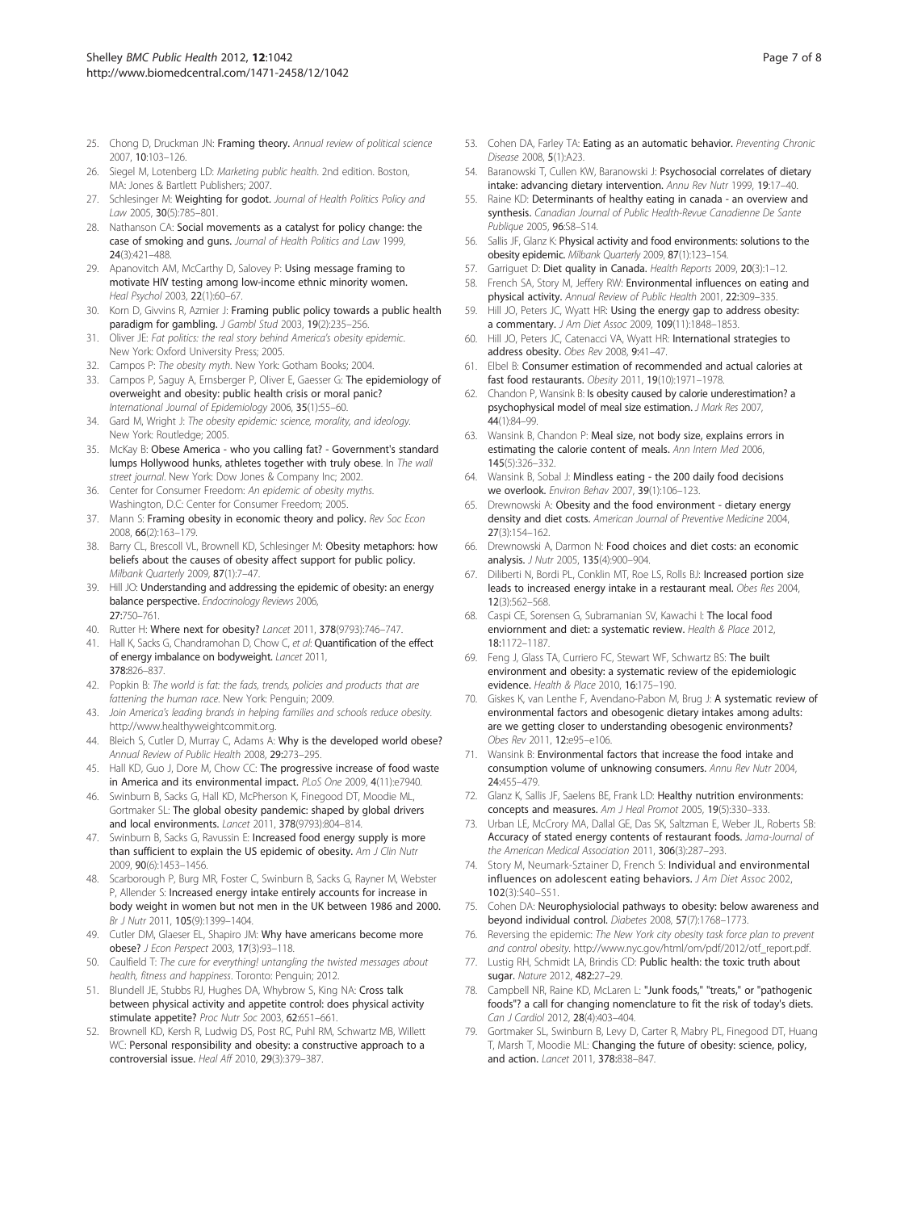25. Chong D, Druckman JN: **Framing theory.** *Annual review of political science* 2007, **10**:103–126.
26. Siegel M, Lotenberg LD: *Marketing public health*. 2nd edition. Boston, MA: Jones & Bartlett Publishers; 2007.
27. Schlesinger M: **Weighting for godot.** *Journal of Health Politics Policy and Law* 2005, **30**(5):785–801.
28. Nathanson CA: **Social movements as a catalyst for policy change: the case of smoking and guns.** *Journal of Health Politics and Law* 1999, **24**(3):421–488.
29. Apanovitch AM, McCarthy D, Salovey P: **Using message framing to motivate HIV testing among low-income ethnic minority women.** *Heal Psychol* 2003, **22**(1):60–67.
30. Korn D, Givvins R, Azmier J: **Framing public policy towards a public health paradigm for gambling.** *J Gambl Stud* 2003, **19**(2):235–256.
31. Oliver JE: *Fat politics: the real story behind America's obesity epidemic*. New York: Oxford University Press; 2005.
32. Campos P: *The obesity myth*. New York: Gotham Books; 2004.
33. Campos P, Saguy A, Ernsberger P, Oliver E, Gaesser G: **The epidemiology of overweight and obesity: public health crisis or moral panic?** *International Journal of Epidemiology* 2006, **35**(1):55–60.
34. Gard M, Wright J: *The obesity epidemic: science, morality, and ideology*. New York: Routledge; 2005.
35. McKay B: **Obese America - who you calling fat? - Government's standard lumps Hollywood hunks, athletes together with truly obese.** In *The wall street journal*. New York: Dow Jones & Company Inc; 2002.
36. Center for Consumer Freedom: *An epidemic of obesity myths*. Washington, D.C: Center for Consumer Freedom; 2005.
37. Mann S: **Framing obesity in economic theory and policy.** *Rev Soc Econ* 2008, **66**(2):163–179.
38. Barry CL, Brescoll VL, Brownell KD, Schlesinger M: **Obesity metaphors: how beliefs about the causes of obesity affect support for public policy.** *Milbank Quarterly* 2009, **87**(1):7–47.
39. Hill JO: **Understanding and addressing the epidemic of obesity: an energy balance perspective.** *Endocrinology Reviews* 2006, **27**:750–761.
40. Rutter H: **Where next for obesity?** *Lancet* 2011, **378**(9793):746–747.
41. Hall K, Sacks G, Chandramohan D, Chow C, *et al*: **Quantification of the effect of energy imbalance on bodyweight.** *Lancet* 2011, **378**:826–837.
42. Popkin B: *The world is fat: the fads, trends, policies and products that are fattening the human race*. New York: Penguin; 2009.
43. *Join America's leading brands in helping families and schools reduce obesity.* http://www.healthyweightcommit.org.
44. Bleich S, Cutler D, Murray C, Adams A: **Why is the developed world obese?** *Annual Review of Public Health* 2008, **29**:273–295.
45. Hall KD, Guo J, Dore M, Chow CC: **The progressive increase of food waste in America and its environmental impact.** *PLoS One* 2009, **4**(11):e7940.
46. Swinburn B, Sacks G, Hall KD, McPherson K, Finegood DT, Moodie ML, Gortmaker SL: **The global obesity pandemic: shaped by global drivers and local environments.** *Lancet* 2011, **378**(9793):804–814.
47. Swinburn B, Sacks G, Ravussin E: **Increased food energy supply is more than sufficient to explain the US epidemic of obesity.** *Am J Clin Nutr* 2009, **90**(6):1453–1456.
48. Scarborough P, Burg MR, Foster C, Swinburn B, Sacks G, Rayner M, Webster P, Allender S: **Increased energy intake entirely accounts for increase in body weight in women but not men in the UK between 1986 and 2000.** *Br J Nutr* 2011, **105**(9):1399–1404.
49. Cutler DM, Glaeser EL, Shapiro JM: **Why have americans become more obese?** *J Econ Perspect* 2003, **17**(3):93–118.
50. Caulfield T: *The cure for everything! untangling the twisted messages about health, fitness and happiness*. Toronto: Penguin; 2012.
51. Blundell JE, Stubbs RJ, Hughes DA, Whybrow S, King NA: **Cross talk between physical activity and appetite control: does physical activity stimulate appetite?** *Proc Nutr Soc* 2003, **62**:651–661.
52. Brownell KD, Kersh R, Ludwig DS, Post RC, Puhl RM, Schwartz MB, Willett WC: **Personal responsibility and obesity: a constructive approach to a controversial issue.** *Heal Aff* 2010, **29**(3):379–387.
53. Cohen DA, Farley TA: **Eating as an automatic behavior.** *Preventing Chronic Disease* 2008, **5**(1):A23.
54. Baranowski T, Cullen KW, Baranowski J: **Psychosocial correlates of dietary intake: advancing dietary intervention.** *Annu Rev Nutr* 1999, **19**:17–40.
55. Raine KD: **Determinants of healthy eating in canada - an overview and synthesis.** *Canadian Journal of Public Health-Revue Canadienne De Sante Publique* 2005, **96**:S8–S14.
56. Sallis JF, Glanz K: **Physical activity and food environments: solutions to the obesity epidemic.** *Milbank Quarterly* 2009, **87**(1):123–154.
57. Garriguet D: **Diet quality in Canada.** *Health Reports* 2009, **20**(3):1–12.
58. French SA, Story M, Jeffery RW: **Environmental influences on eating and physical activity.** *Annual Review of Public Health* 2001, **22**:309–335.
59. Hill JO, Peters JC, Wyatt HR: **Using the energy gap to address obesity: a commentary.** *J Am Diet Assoc* 2009, **109**(11):1848–1853.
60. Hill JO, Peters JC, Catenacci VA, Wyatt HR: **International strategies to address obesity.** *Obes Rev* 2008, **9**:41–47.
61. Elbel B: **Consumer estimation of recommended and actual calories at fast food restaurants.** *Obesity* 2011, **19**(10):1971–1978.
62. Chandon P, Wansink B: **Is obesity caused by calorie underestimation? a psychophysical model of meal size estimation.** *J Mark Res* 2007, **44**(1):84–99.
63. Wansink B, Chandon P: **Meal size, not body size, explains errors in estimating the calorie content of meals.** *Ann Intern Med* 2006, **145**(5):326–332.
64. Wansink B, Sobal J: **Mindless eating - the 200 daily food decisions we overlook.** *Environ Behav* 2007, **39**(1):106–123.
65. Drewnowski A: **Obesity and the food environment - dietary energy density and diet costs.** *American Journal of Preventive Medicine* 2004, **27**(3):154–162.
66. Drewnowski A, Darmon N: **Food choices and diet costs: an economic analysis.** *J Nutr* 2005, **135**(4):900–904.
67. Diliberti N, Bordi PL, Conklin MT, Roe LS, Rolls BJ: **Increased portion size leads to increased energy intake in a restaurant meal.** *Obes Res* 2004, **12**(3):562–568.
68. Caspi CE, Sorensen G, Subramanian SV, Kawachi I: **The local food enviornment and diet: a systematic review.** *Health & Place* 2012, **18**:1172–1187.
69. Feng J, Glass TA, Curriero FC, Stewart WF, Schwartz BS: **The built environment and obesity: a systematic review of the epidemiologic evidence.** *Health & Place* 2010, **16**:175–190.
70. Giskes K, van Lenthe F, Avendano-Pabon M, Brug J: **A systematic review of environmental factors and obesogenic dietary intakes among adults: are we getting closer to understanding obesogenic environments?** *Obes Rev* 2011, **12**:e95–e106.
71. Wansink B: **Environmental factors that increase the food intake and consumption volume of unknowing consumers.** *Annu Rev Nutr* 2004, **24**:455–479.
72. Glanz K, Sallis JF, Saelens BE, Frank LD: **Healthy nutrition environments: concepts and measures.** *Am J Heal Promot* 2005, **19**(5):330–333.
73. Urban LE, McCrory MA, Dallal GE, Das SK, Saltzman E, Weber JL, Roberts SB: **Accuracy of stated energy contents of restaurant foods.** *Jama-Journal of the American Medical Association* 2011, **306**(3):287–293.
74. Story M, Neumark-Sztainer D, French S: **Individual and environmental influences on adolescent eating behaviors.** *J Am Diet Assoc* 2002, **102**(3):S40–S51.
75. Cohen DA: **Neurophysiolocial pathways to obesity: below awareness and beyond individual control.** *Diabetes* 2008, **57**(7):1768–1773.
76. *Reversing the epidemic: The New York city obesity task force plan to prevent and control obesity.* http://www.nyc.gov/html/om/pdf/2012/otf_report.pdf.
77. Lustig RH, Schmidt LA, Brindis CD: **Public health: the toxic truth about sugar.** *Nature* 2012, **482**:27–29.
78. Campbell NR, Raine KD, McLaren L: **"Junk foods," "treats," or "pathogenic foods"? a call for changing nomenclature to fit the risk of today's diets.** *Can J Cardiol* 2012, **28**(4):403–404.
79. Gortmaker SL, Swinburn B, Levy D, Carter R, Mabry PL, Finegood DT, Huang T, Marsh T, Moodie ML: **Changing the future of obesity: science, policy, and action.** *Lancet* 2011, **378**:838–847.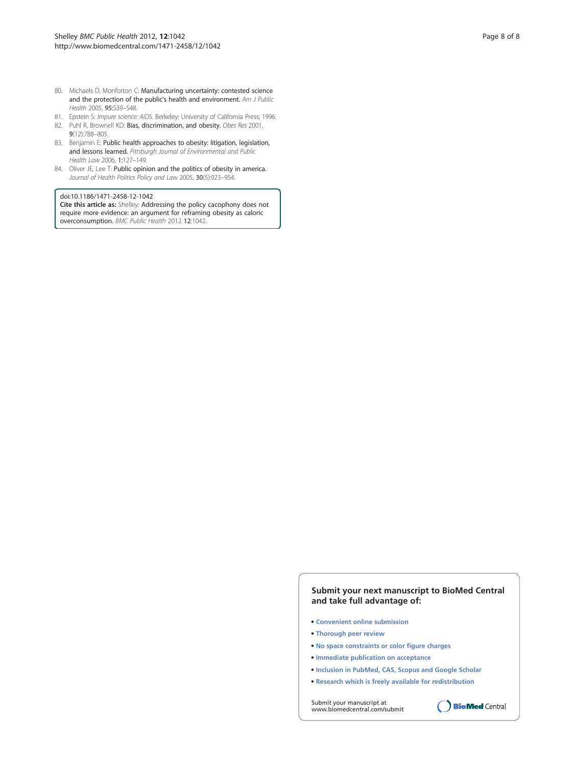80. Michaels D, Monforton C: **Manufacturing uncertainty: contested science and the protection of the public's health and environment.** *Am J Public Health* 2005, **95:**S39–S48.
81. Epstein S: *Impure science: AIDS*. Berkeley: University of California Press; 1996.
82. Puhl R, Brownell KD: **Bias, discrimination, and obesity.** *Obes Res* 2001, **9**(12):788–805.
83. Benjamin E: **Public health approaches to obesity: litigation, legislation, and lessons learned.** *Pittsburgh Journal of Environmental and Public Health Law* 2006, **1:**127–149.
84. Oliver JE, Lee T: **Public opinion and the politics of obesity in america.** *Journal of Health Politics Policy and Law* 2005, **30**(5):923–954.

doi:10.1186/1471-2458-12-1042
**Cite this article as:** Shelley: Addressing the policy cacophony does not require more evidence: an argument for reframing obesity as caloric overconsumption. *BMC Public Health* 2012 **12**:1042.

**Submit your next manuscript to BioMed Central and take full advantage of:**

- **Convenient online submission**
- **Thorough peer review**
- **No space constraints or color figure charges**
- **Immediate publication on acceptance**
- **Inclusion in PubMed, CAS, Scopus and Google Scholar**
- **Research which is freely available for redistribution**

Submit your manuscript at
www.biomedcentral.com/submit

BioMed Central